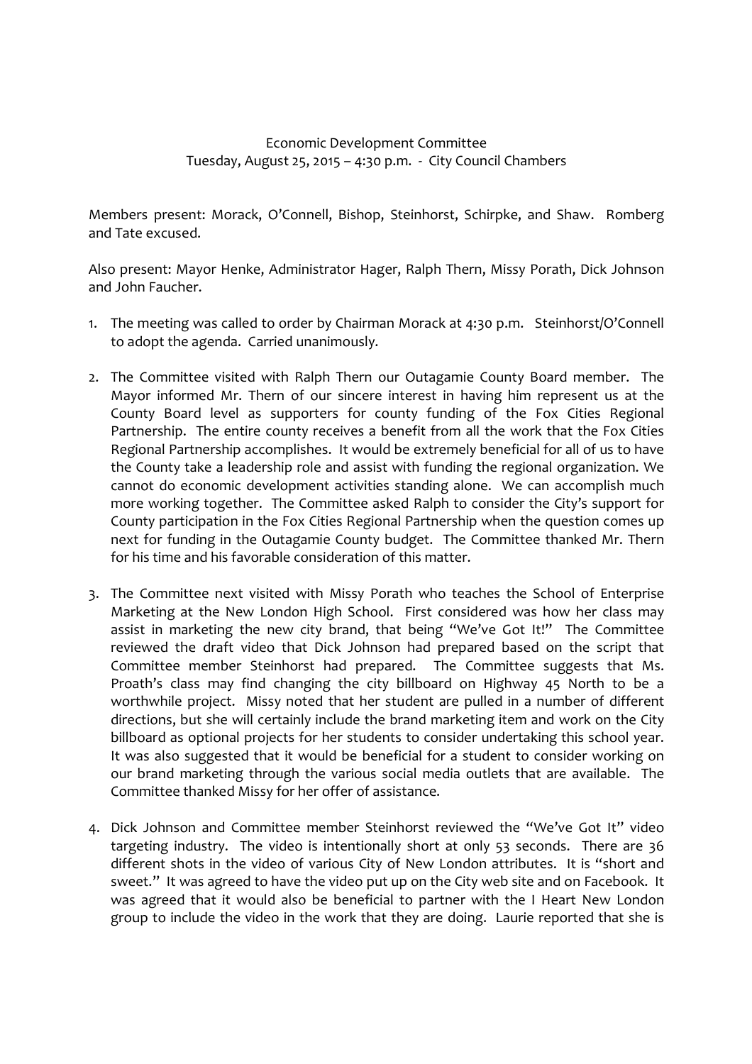Economic Development Committee
Tuesday, August 25, 2015 – 4:30 p.m. - City Council Chambers

Members present: Morack, O'Connell, Bishop, Steinhorst, Schirpke, and Shaw. Romberg and Tate excused.

Also present: Mayor Henke, Administrator Hager, Ralph Thern, Missy Porath, Dick Johnson and John Faucher.

1. The meeting was called to order by Chairman Morack at 4:30 p.m. Steinhorst/O'Connell to adopt the agenda. Carried unanimously.

2. The Committee visited with Ralph Thern our Outagamie County Board member. The Mayor informed Mr. Thern of our sincere interest in having him represent us at the County Board level as supporters for county funding of the Fox Cities Regional Partnership. The entire county receives a benefit from all the work that the Fox Cities Regional Partnership accomplishes. It would be extremely beneficial for all of us to have the County take a leadership role and assist with funding the regional organization. We cannot do economic development activities standing alone. We can accomplish much more working together. The Committee asked Ralph to consider the City's support for County participation in the Fox Cities Regional Partnership when the question comes up next for funding in the Outagamie County budget. The Committee thanked Mr. Thern for his time and his favorable consideration of this matter.

3. The Committee next visited with Missy Porath who teaches the School of Enterprise Marketing at the New London High School. First considered was how her class may assist in marketing the new city brand, that being "We've Got It!" The Committee reviewed the draft video that Dick Johnson had prepared based on the script that Committee member Steinhorst had prepared. The Committee suggests that Ms. Proath's class may find changing the city billboard on Highway 45 North to be a worthwhile project. Missy noted that her student are pulled in a number of different directions, but she will certainly include the brand marketing item and work on the City billboard as optional projects for her students to consider undertaking this school year. It was also suggested that it would be beneficial for a student to consider working on our brand marketing through the various social media outlets that are available. The Committee thanked Missy for her offer of assistance.

4. Dick Johnson and Committee member Steinhorst reviewed the "We've Got It" video targeting industry. The video is intentionally short at only 53 seconds. There are 36 different shots in the video of various City of New London attributes. It is "short and sweet." It was agreed to have the video put up on the City web site and on Facebook. It was agreed that it would also be beneficial to partner with the I Heart New London group to include the video in the work that they are doing. Laurie reported that she is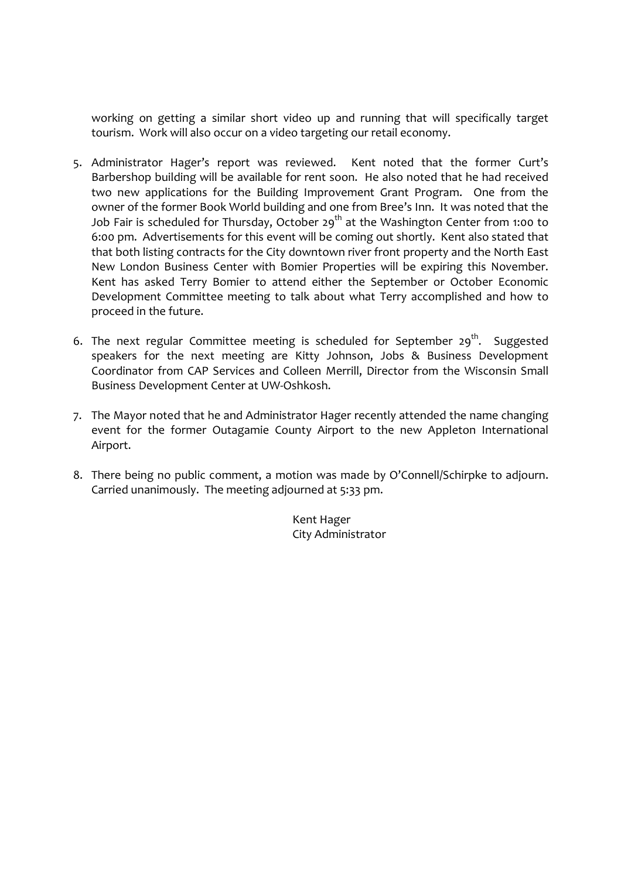working on getting a similar short video up and running that will specifically target tourism. Work will also occur on a video targeting our retail economy.

5. Administrator Hager's report was reviewed. Kent noted that the former Curt's Barbershop building will be available for rent soon. He also noted that he had received two new applications for the Building Improvement Grant Program. One from the owner of the former Book World building and one from Bree's Inn. It was noted that the Job Fair is scheduled for Thursday, October 29th at the Washington Center from 1:00 to 6:00 pm. Advertisements for this event will be coming out shortly. Kent also stated that that both listing contracts for the City downtown river front property and the North East New London Business Center with Bomier Properties will be expiring this November. Kent has asked Terry Bomier to attend either the September or October Economic Development Committee meeting to talk about what Terry accomplished and how to proceed in the future.

6. The next regular Committee meeting is scheduled for September 29th. Suggested speakers for the next meeting are Kitty Johnson, Jobs & Business Development Coordinator from CAP Services and Colleen Merrill, Director from the Wisconsin Small Business Development Center at UW-Oshkosh.

7. The Mayor noted that he and Administrator Hager recently attended the name changing event for the former Outagamie County Airport to the new Appleton International Airport.

8. There being no public comment, a motion was made by O'Connell/Schirpke to adjourn. Carried unanimously. The meeting adjourned at 5:33 pm.

Kent Hager
City Administrator